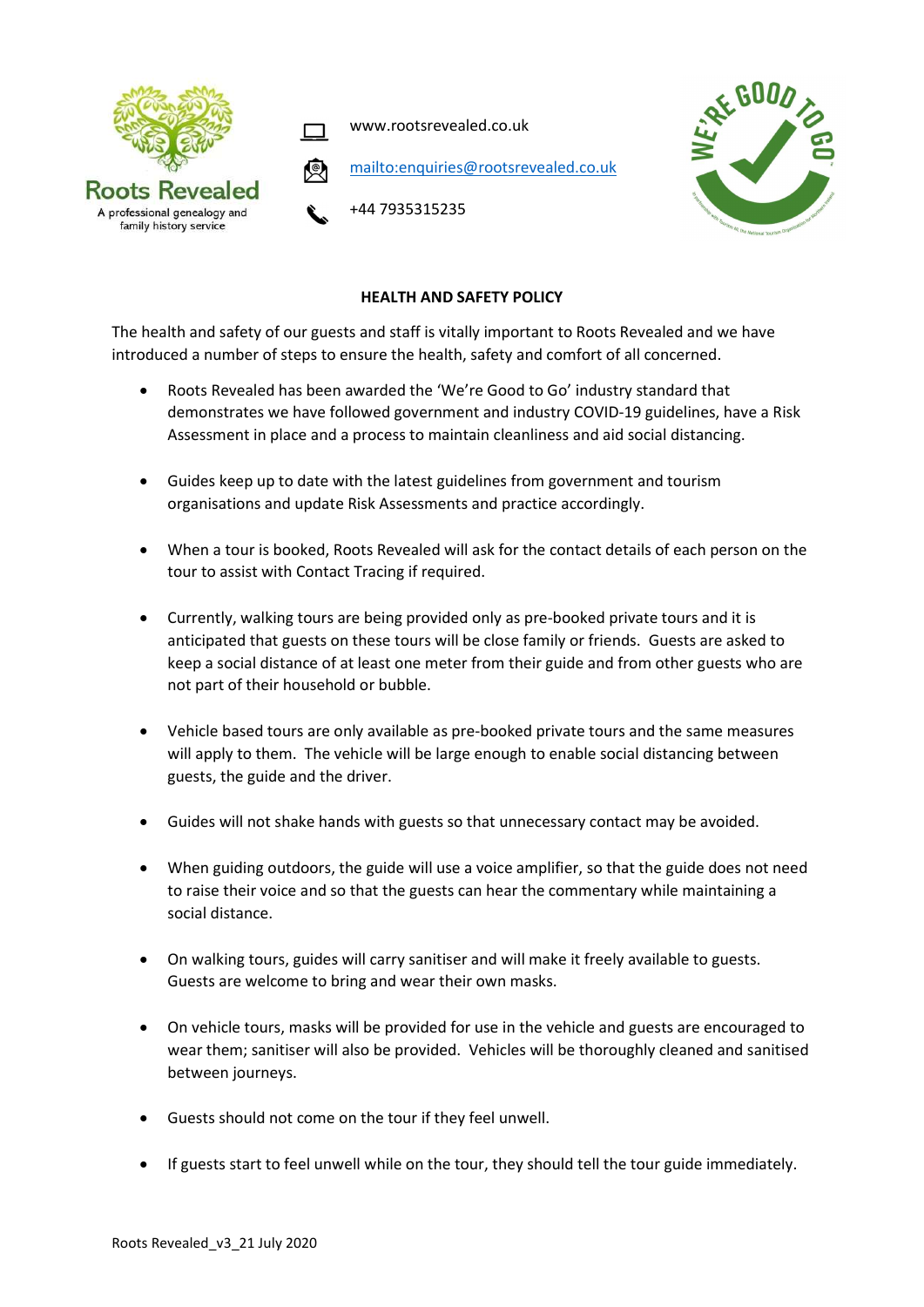Roots Revealed

A professional genealogy and family history service

www.rootsrevealed.co.uk

[mailto:enquiries@rootsrevealed.co.uk](mailto:enquiries@rootsrevealed.co.uk)

+44 7935315235

**HEALTH AND SAFETY POLICY**

The health and safety of our guests and staff is vitally important to Roots Revealed and we have introduced a number of steps to ensure the health, safety and comfort of all concerned.

- Roots Revealed has been awarded the 'We're Good to Go' industry standard that demonstrates we have followed government and industry COVID-19 guidelines, have a Risk Assessment in place and a process to maintain cleanliness and aid social distancing.

- Guides keep up to date with the latest guidelines from government and tourism organisations and update Risk Assessments and practice accordingly.

- When a tour is booked, Roots Revealed will ask for the contact details of each person on the tour to assist with Contact Tracing if required.

- Currently, walking tours are being provided only as pre-booked private tours and it is anticipated that guests on these tours will be close family or friends. Guests are asked to keep a social distance of at least one meter from their guide and from other guests who are not part of their household or bubble.

- Vehicle based tours are only available as pre-booked private tours and the same measures will apply to them. The vehicle will be large enough to enable social distancing between guests, the guide and the driver.

- Guides will not shake hands with guests so that unnecessary contact may be avoided.

- When guiding outdoors, the guide will use a voice amplifier, so that the guide does not need to raise their voice and so that the guests can hear the commentary while maintaining a social distance.

- On walking tours, guides will carry sanitiser and will make it freely available to guests. Guests are welcome to bring and wear their own masks.

- On vehicle tours, masks will be provided for use in the vehicle and guests are encouraged to wear them; sanitiser will also be provided. Vehicles will be thoroughly cleaned and sanitised between journeys.

- Guests should not come on the tour if they feel unwell.

- If guests start to feel unwell while on the tour, they should tell the tour guide immediately.

Roots Revealed_v3_21 July 2020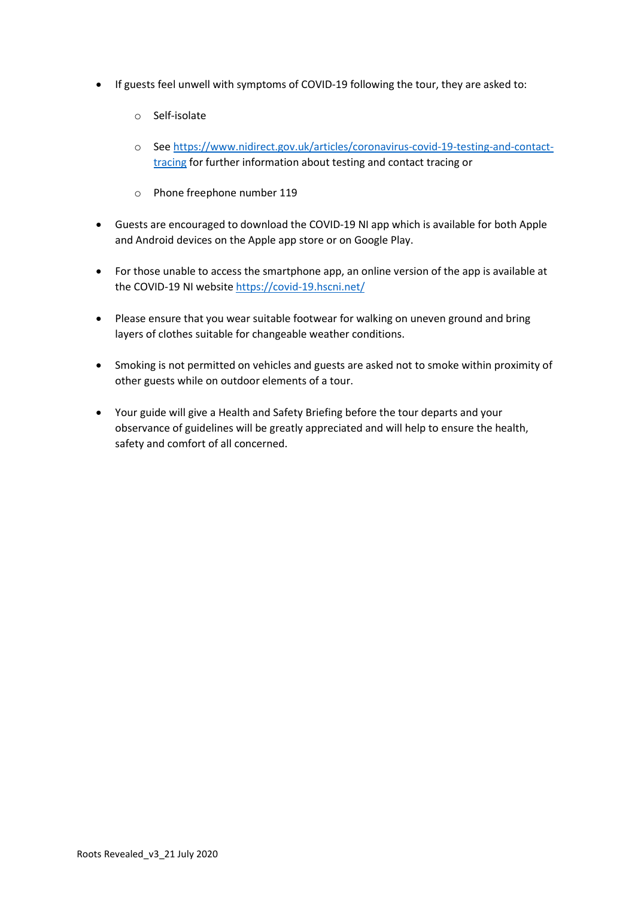- If guests feel unwell with symptoms of COVID-19 following the tour, they are asked to:
    - Self-isolate
    - See https://www.nidirect.gov.uk/articles/coronavirus-covid-19-testing-and-contact-tracing for further information about testing and contact tracing or
    - Phone freephone number 119
- Guests are encouraged to download the COVID-19 NI app which is available for both Apple and Android devices on the Apple app store or on Google Play.
- For those unable to access the smartphone app, an online version of the app is available at the COVID-19 NI website https://covid-19.hscni.net/
- Please ensure that you wear suitable footwear for walking on uneven ground and bring layers of clothes suitable for changeable weather conditions.
- Smoking is not permitted on vehicles and guests are asked not to smoke within proximity of other guests while on outdoor elements of a tour.
- Your guide will give a Health and Safety Briefing before the tour departs and your observance of guidelines will be greatly appreciated and will help to ensure the health, safety and comfort of all concerned.